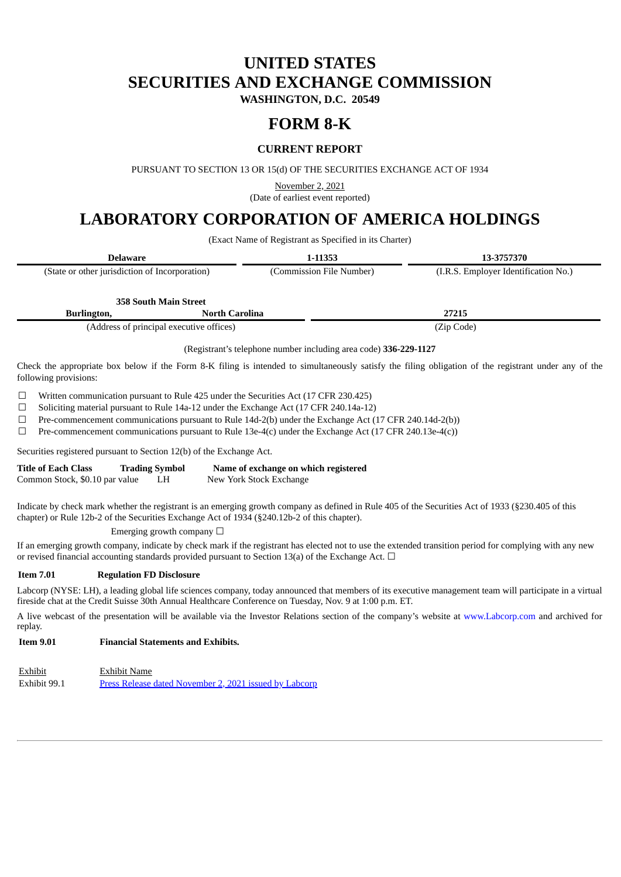# UNITED STATES
# SECURITIES AND EXCHANGE COMMISSION

**WASHINGTON, D.C. 20549**

# FORM 8-K

## CURRENT REPORT

PURSUANT TO SECTION 13 OR 15(d) OF THE SECURITIES EXCHANGE ACT OF 1934

November 2, 2021
(Date of earliest event reported)

# LABORATORY CORPORATION OF AMERICA HOLDINGS

(Exact Name of Registrant as Specified in its Charter)

| **Delaware** | **1-11353** | **13-3757370** |
|---|---|---|
| (State or other jurisdiction of Incorporation) | (Commission File Number) | (I.R.S. Employer Identification No.) |

| | |
|---|---|
| **358 South Main Street** | |
| **Burlington, North Carolina** | **27215** |
| (Address of principal executive offices) | (Zip Code) |

(Registrant's telephone number including area code) **336-229-1127**

Check the appropriate box below if the Form 8-K filing is intended to simultaneously satisfy the filing obligation of the registrant under any of the following provisions:

☐ Written communication pursuant to Rule 425 under the Securities Act (17 CFR 230.425)
☐ Soliciting material pursuant to Rule 14a-12 under the Exchange Act (17 CFR 240.14a-12)
☐ Pre-commencement communications pursuant to Rule 14d-2(b) under the Exchange Act (17 CFR 240.14d-2(b))
☐ Pre-commencement communications pursuant to Rule 13e-4(c) under the Exchange Act (17 CFR 240.13e-4(c))

Securities registered pursuant to Section 12(b) of the Exchange Act.

| **Title of Each Class** | **Trading Symbol** | **Name of exchange on which registered** |
|---|---|---|
| Common Stock, $0.10 par value | LH | New York Stock Exchange |

Indicate by check mark whether the registrant is an emerging growth company as defined in Rule 405 of the Securities Act of 1933 (§230.405 of this chapter) or Rule 12b-2 of the Securities Exchange Act of 1934 (§240.12b-2 of this chapter).

Emerging growth company ☐

If an emerging growth company, indicate by check mark if the registrant has elected not to use the extended transition period for complying with any new or revised financial accounting standards provided pursuant to Section 13(a) of the Exchange Act. ☐

**Item 7.01 Regulation FD Disclosure**

Labcorp (NYSE: LH), a leading global life sciences company, today announced that members of its executive management team will participate in a virtual fireside chat at the Credit Suisse 30th Annual Healthcare Conference on Tuesday, Nov. 9 at 1:00 p.m. ET.

A live webcast of the presentation will be available via the Investor Relations section of the company's website at www.Labcorp.com and archived for replay.

**Item 9.01 Financial Statements and Exhibits.**

| Exhibit | Exhibit Name |
|---|---|
| Exhibit 99.1 | Press Release dated November 2, 2021 issued by Labcorp |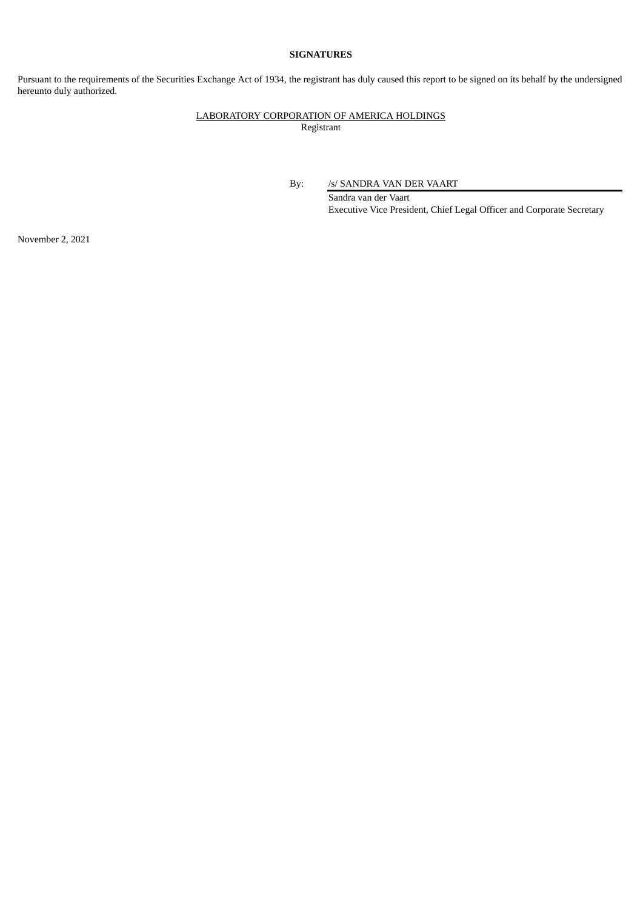**SIGNATURES**

Pursuant to the requirements of the Securities Exchange Act of 1934, the registrant has duly caused this report to be signed on its behalf by the undersigned hereunto duly authorized.

LABORATORY CORPORATION OF AMERICA HOLDINGS
Registrant

By: /s/ SANDRA VAN DER VAART
Sandra van der Vaart
Executive Vice President, Chief Legal Officer and Corporate Secretary

November 2, 2021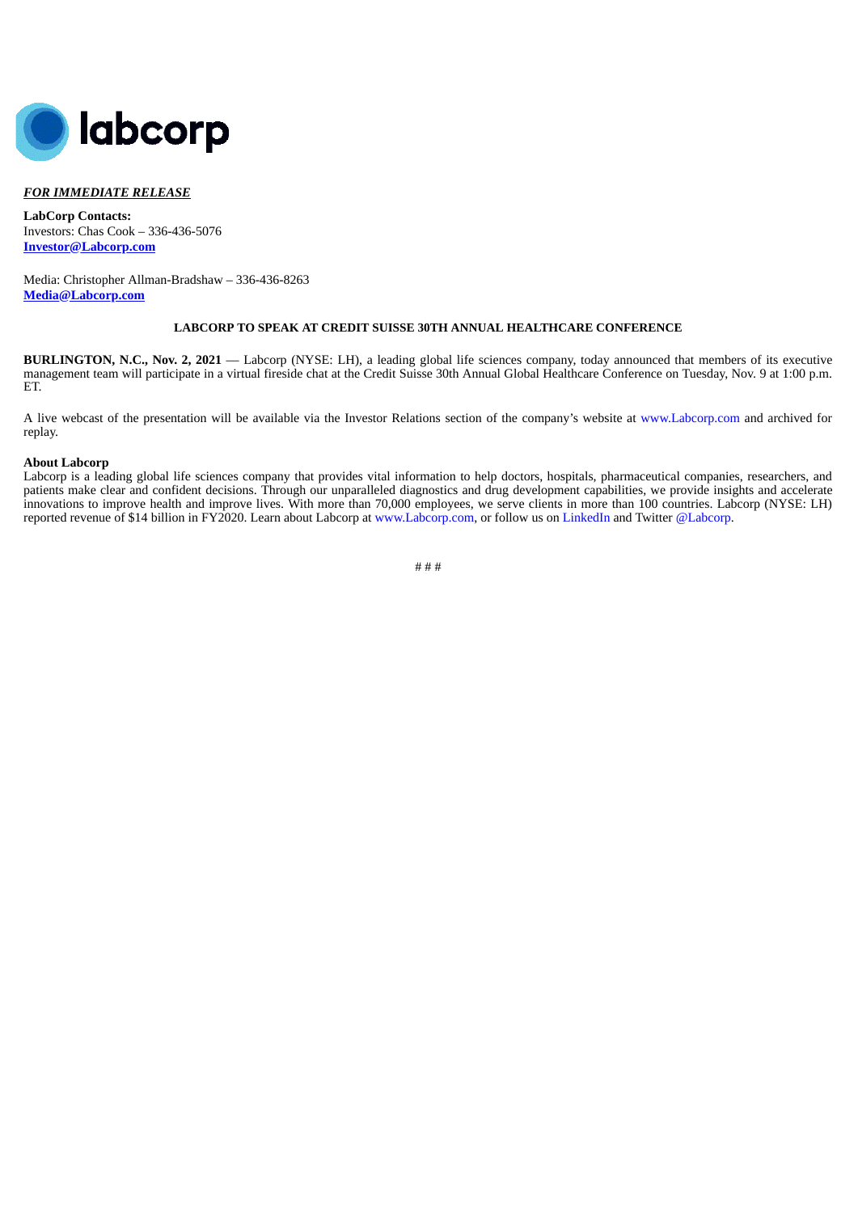***FOR IMMEDIATE RELEASE***

**LabCorp Contacts:**
Investors: Chas Cook – 336-436-5076
**Investor@Labcorp.com**

Media: Christopher Allman-Bradshaw – 336-436-8263
**Media@Labcorp.com**

**LABCORP TO SPEAK AT CREDIT SUISSE 30TH ANNUAL HEALTHCARE CONFERENCE**

**BURLINGTON, N.C., Nov. 2, 2021** — Labcorp (NYSE: LH), a leading global life sciences company, today announced that members of its executive management team will participate in a virtual fireside chat at the Credit Suisse 30th Annual Global Healthcare Conference on Tuesday, Nov. 9 at 1:00 p.m. ET.

A live webcast of the presentation will be available via the Investor Relations section of the company's website at www.Labcorp.com and archived for replay.

**About Labcorp**
Labcorp is a leading global life sciences company that provides vital information to help doctors, hospitals, pharmaceutical companies, researchers, and patients make clear and confident decisions. Through our unparalleled diagnostics and drug development capabilities, we provide insights and accelerate innovations to improve health and improve lives. With more than 70,000 employees, we serve clients in more than 100 countries. Labcorp (NYSE: LH) reported revenue of $14 billion in FY2020. Learn about Labcorp at www.Labcorp.com, or follow us on LinkedIn and Twitter @Labcorp.

# # #